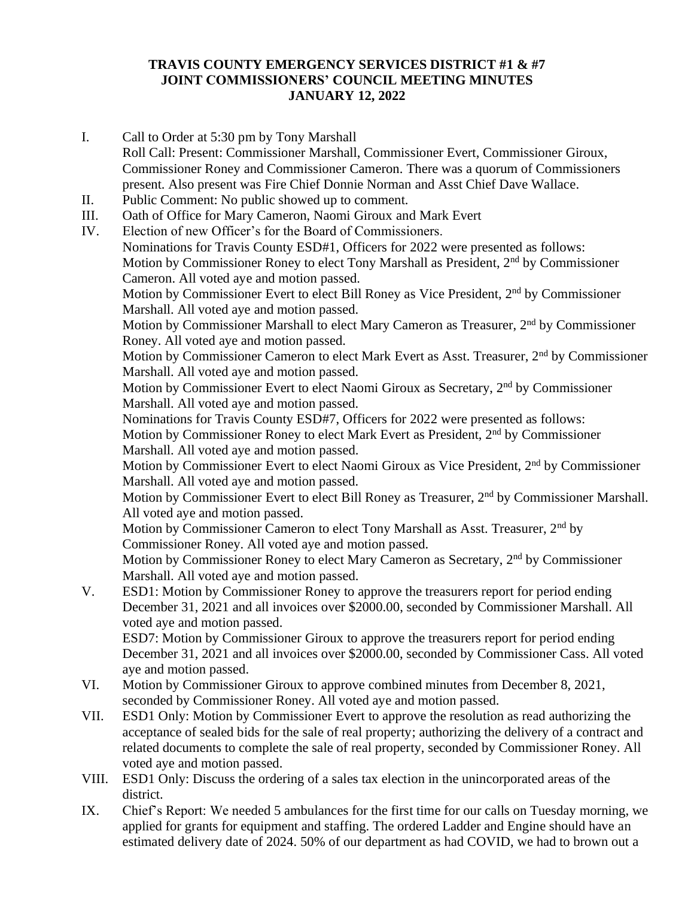# TRAVIS COUNTY EMERGENCY SERVICES DISTRICT #1 & #7
## JOINT COMMISSIONERS' COUNCIL MEETING MINUTES
## JANUARY 12, 2022

I. Call to Order at 5:30 pm by Tony Marshall
   Roll Call: Present: Commissioner Marshall, Commissioner Evert, Commissioner Giroux, Commissioner Roney and Commissioner Cameron. There was a quorum of Commissioners present. Also present was Fire Chief Donnie Norman and Asst Chief Dave Wallace.

II. Public Comment: No public showed up to comment.

III. Oath of Office for Mary Cameron, Naomi Giroux and Mark Evert

IV. Election of new Officer's for the Board of Commissioners.
   Nominations for Travis County ESD#1, Officers for 2022 were presented as follows:
   Motion by Commissioner Roney to elect Tony Marshall as President, 2nd by Commissioner Cameron. All voted aye and motion passed.
   Motion by Commissioner Evert to elect Bill Roney as Vice President, 2nd by Commissioner Marshall. All voted aye and motion passed.
   Motion by Commissioner Marshall to elect Mary Cameron as Treasurer, 2nd by Commissioner Roney. All voted aye and motion passed.
   Motion by Commissioner Cameron to elect Mark Evert as Asst. Treasurer, 2nd by Commissioner Marshall. All voted aye and motion passed.
   Motion by Commissioner Evert to elect Naomi Giroux as Secretary, 2nd by Commissioner Marshall. All voted aye and motion passed.
   Nominations for Travis County ESD#7, Officers for 2022 were presented as follows:
   Motion by Commissioner Roney to elect Mark Evert as President, 2nd by Commissioner Marshall. All voted aye and motion passed.
   Motion by Commissioner Evert to elect Naomi Giroux as Vice President, 2nd by Commissioner Marshall. All voted aye and motion passed.
   Motion by Commissioner Evert to elect Bill Roney as Treasurer, 2nd by Commissioner Marshall. All voted aye and motion passed.
   Motion by Commissioner Cameron to elect Tony Marshall as Asst. Treasurer, 2nd by Commissioner Roney. All voted aye and motion passed.
   Motion by Commissioner Roney to elect Mary Cameron as Secretary, 2nd by Commissioner Marshall. All voted aye and motion passed.

V. ESD1: Motion by Commissioner Roney to approve the treasurers report for period ending December 31, 2021 and all invoices over $2000.00, seconded by Commissioner Marshall. All voted aye and motion passed.
   ESD7: Motion by Commissioner Giroux to approve the treasurers report for period ending December 31, 2021 and all invoices over $2000.00, seconded by Commissioner Cass. All voted aye and motion passed.

VI. Motion by Commissioner Giroux to approve combined minutes from December 8, 2021, seconded by Commissioner Roney. All voted aye and motion passed.

VII. ESD1 Only: Motion by Commissioner Evert to approve the resolution as read authorizing the acceptance of sealed bids for the sale of real property; authorizing the delivery of a contract and related documents to complete the sale of real property, seconded by Commissioner Roney. All voted aye and motion passed.

VIII. ESD1 Only: Discuss the ordering of a sales tax election in the unincorporated areas of the district.

IX. Chief's Report: We needed 5 ambulances for the first time for our calls on Tuesday morning, we applied for grants for equipment and staffing. The ordered Ladder and Engine should have an estimated delivery date of 2024. 50% of our department as had COVID, we had to brown out a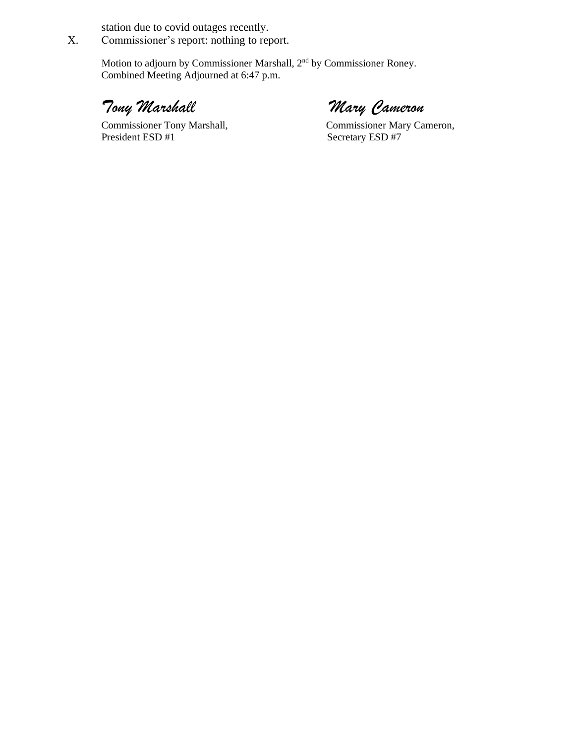station due to covid outages recently.

X. Commissioner's report: nothing to report.

Motion to adjourn by Commissioner Marshall, 2nd by Commissioner Roney.
Combined Meeting Adjourned at 6:47 p.m.

*Tony Marshall*

Commissioner Tony Marshall,
President ESD #1

*Mary Cameron*

Commissioner Mary Cameron,
Secretary ESD #7